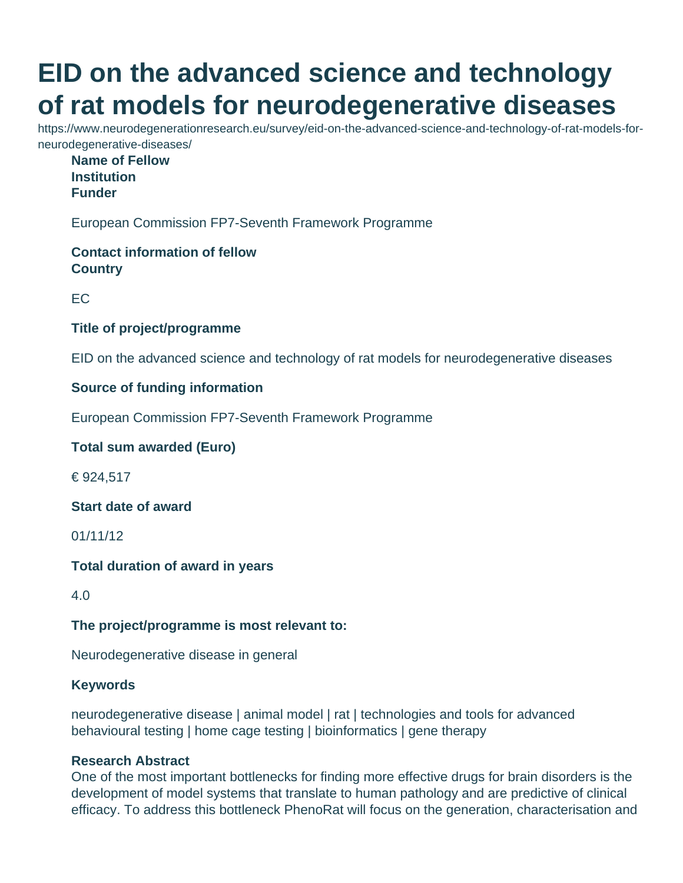# EID on the advanced science and technology of rat models for neurodegenerative diseases

https://www.neurodegenerationresearch.eu/survey/eid-on-the-advanced-science-and-technology-of-rat-models-for-neurodegenerative-diseases/

**Name of Fellow**

**Institution**

**Funder**

European Commission FP7-Seventh Framework Programme

**Contact information of fellow**

**Country**

EC

**Title of project/programme**

EID on the advanced science and technology of rat models for neurodegenerative diseases

**Source of funding information**

European Commission FP7-Seventh Framework Programme

**Total sum awarded (Euro)**

€ 924,517

**Start date of award**

01/11/12

**Total duration of award in years**

4.0

**The project/programme is most relevant to:**

Neurodegenerative disease in general

**Keywords**

neurodegenerative disease | animal model | rat | technologies and tools for advanced behavioural testing | home cage testing | bioinformatics | gene therapy

**Research Abstract**

One of the most important bottlenecks for finding more effective drugs for brain disorders is the development of model systems that translate to human pathology and are predictive of clinical efficacy. To address this bottleneck PhenoRat will focus on the generation, characterisation and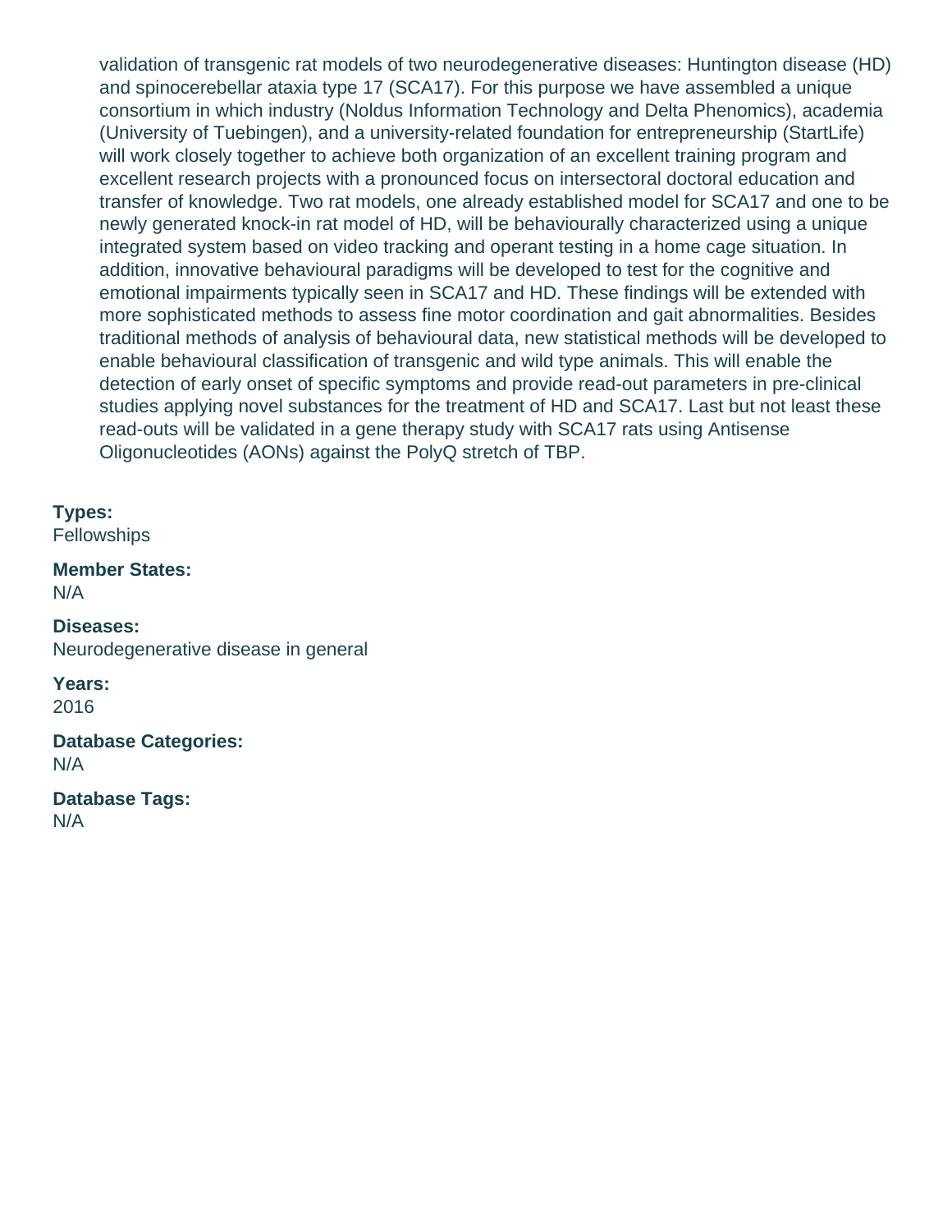validation of transgenic rat models of two neurodegenerative diseases: Huntington disease (HD) and spinocerebellar ataxia type 17 (SCA17). For this purpose we have assembled a unique consortium in which industry (Noldus Information Technology and Delta Phenomics), academia (University of Tuebingen), and a university-related foundation for entrepreneurship (StartLife) will work closely together to achieve both organization of an excellent training program and excellent research projects with a pronounced focus on intersectoral doctoral education and transfer of knowledge. Two rat models, one already established model for SCA17 and one to be newly generated knock-in rat model of HD, will be behaviourally characterized using a unique integrated system based on video tracking and operant testing in a home cage situation. In addition, innovative behavioural paradigms will be developed to test for the cognitive and emotional impairments typically seen in SCA17 and HD. These findings will be extended with more sophisticated methods to assess fine motor coordination and gait abnormalities. Besides traditional methods of analysis of behavioural data, new statistical methods will be developed to enable behavioural classification of transgenic and wild type animals. This will enable the detection of early onset of specific symptoms and provide read-out parameters in pre-clinical studies applying novel substances for the treatment of HD and SCA17. Last but not least these read-outs will be validated in a gene therapy study with SCA17 rats using Antisense Oligonucleotides (AONs) against the PolyQ stretch of TBP.

**Types:**
Fellowships

**Member States:**
N/A

**Diseases:**
Neurodegenerative disease in general

**Years:**
2016

**Database Categories:**
N/A

**Database Tags:**
N/A